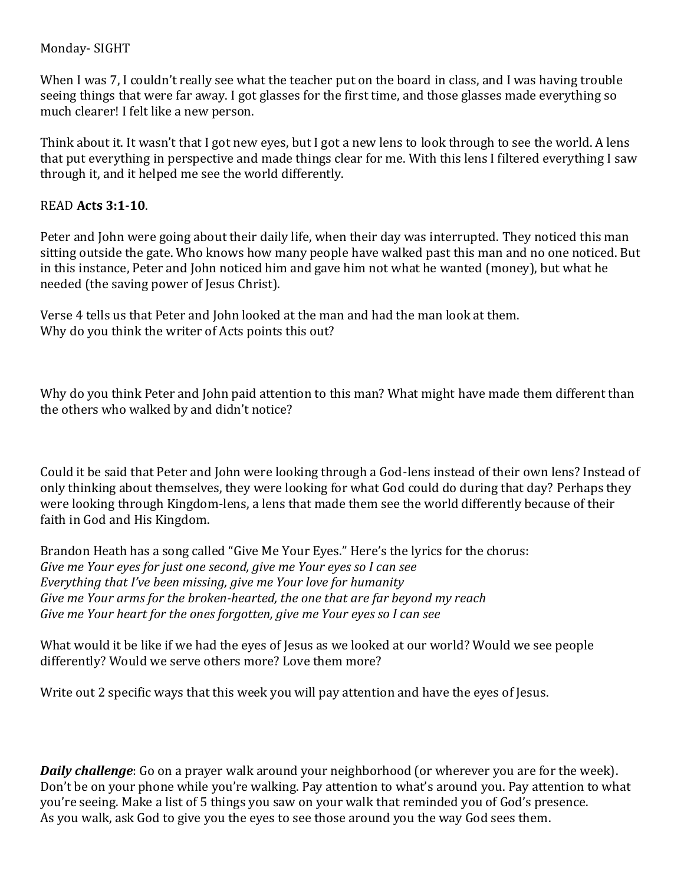Monday- SIGHT

When I was 7, I couldn't really see what the teacher put on the board in class, and I was having trouble seeing things that were far away. I got glasses for the first time, and those glasses made everything so much clearer! I felt like a new person.

Think about it. It wasn't that I got new eyes, but I got a new lens to look through to see the world. A lens that put everything in perspective and made things clear for me. With this lens I filtered everything I saw through it, and it helped me see the world differently.

READ **Acts 3:1-10**.

Peter and John were going about their daily life, when their day was interrupted. They noticed this man sitting outside the gate. Who knows how many people have walked past this man and no one noticed. But in this instance, Peter and John noticed him and gave him not what he wanted (money), but what he needed (the saving power of Jesus Christ).

Verse 4 tells us that Peter and John looked at the man and had the man look at them.
Why do you think the writer of Acts points this out?

Why do you think Peter and John paid attention to this man? What might have made them different than the others who walked by and didn't notice?

Could it be said that Peter and John were looking through a God-lens instead of their own lens? Instead of only thinking about themselves, they were looking for what God could do during that day? Perhaps they were looking through Kingdom-lens, a lens that made them see the world differently because of their faith in God and His Kingdom.

Brandon Heath has a song called "Give Me Your Eyes." Here's the lyrics for the chorus:
*Give me Your eyes for just one second, give me Your eyes so I can see*
*Everything that I've been missing, give me Your love for humanity*
*Give me Your arms for the broken-hearted, the one that are far beyond my reach*
*Give me Your heart for the ones forgotten, give me Your eyes so I can see*

What would it be like if we had the eyes of Jesus as we looked at our world? Would we see people differently? Would we serve others more? Love them more?

Write out 2 specific ways that this week you will pay attention and have the eyes of Jesus.

***Daily challenge***: Go on a prayer walk around your neighborhood (or wherever you are for the week). Don't be on your phone while you're walking. Pay attention to what's around you. Pay attention to what you're seeing. Make a list of 5 things you saw on your walk that reminded you of God's presence.
As you walk, ask God to give you the eyes to see those around you the way God sees them.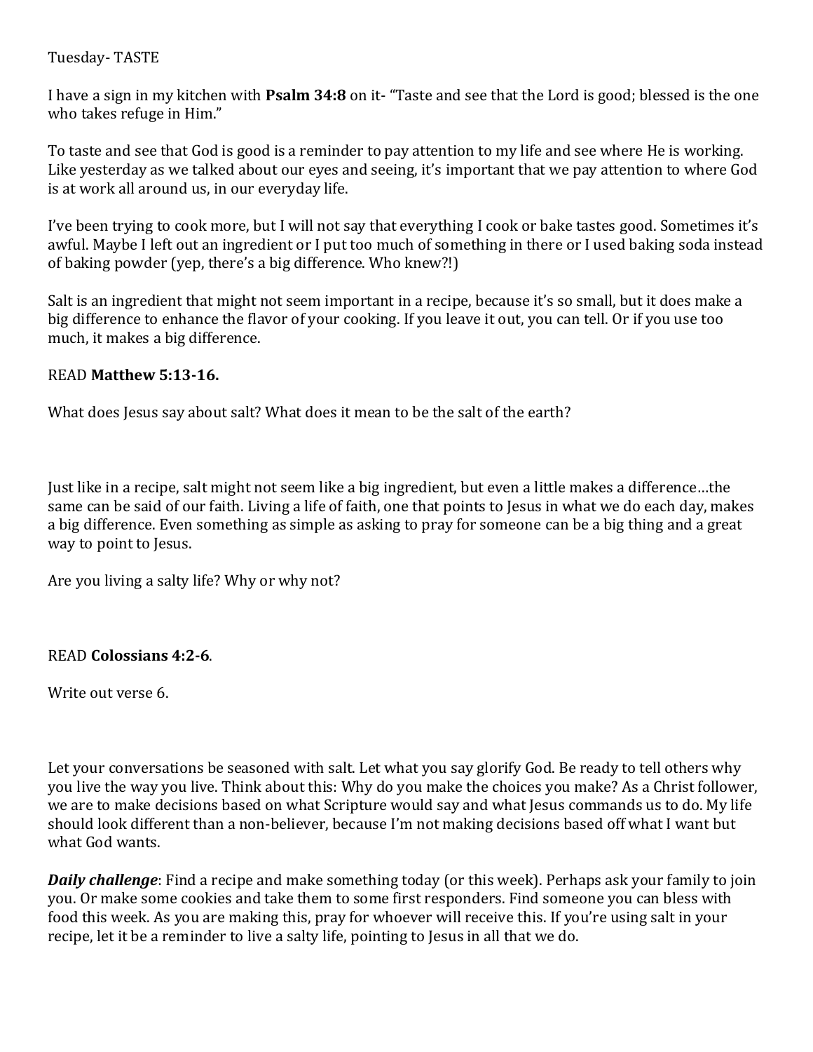Tuesday- TASTE

I have a sign in my kitchen with **Psalm 34:8** on it- "Taste and see that the Lord is good; blessed is the one who takes refuge in Him."

To taste and see that God is good is a reminder to pay attention to my life and see where He is working. Like yesterday as we talked about our eyes and seeing, it's important that we pay attention to where God is at work all around us, in our everyday life.

I've been trying to cook more, but I will not say that everything I cook or bake tastes good. Sometimes it's awful. Maybe I left out an ingredient or I put too much of something in there or I used baking soda instead of baking powder (yep, there's a big difference. Who knew?!)

Salt is an ingredient that might not seem important in a recipe, because it's so small, but it does make a big difference to enhance the flavor of your cooking. If you leave it out, you can tell. Or if you use too much, it makes a big difference.

READ **Matthew 5:13-16.**

What does Jesus say about salt? What does it mean to be the salt of the earth?

Just like in a recipe, salt might not seem like a big ingredient, but even a little makes a difference…the same can be said of our faith. Living a life of faith, one that points to Jesus in what we do each day, makes a big difference. Even something as simple as asking to pray for someone can be a big thing and a great way to point to Jesus.

Are you living a salty life? Why or why not?

READ **Colossians 4:2-6**.

Write out verse 6.

Let your conversations be seasoned with salt. Let what you say glorify God. Be ready to tell others why you live the way you live. Think about this: Why do you make the choices you make? As a Christ follower, we are to make decisions based on what Scripture would say and what Jesus commands us to do. My life should look different than a non-believer, because I'm not making decisions based off what I want but what God wants.

***Daily challenge***: Find a recipe and make something today (or this week). Perhaps ask your family to join you. Or make some cookies and take them to some first responders. Find someone you can bless with food this week. As you are making this, pray for whoever will receive this. If you're using salt in your recipe, let it be a reminder to live a salty life, pointing to Jesus in all that we do.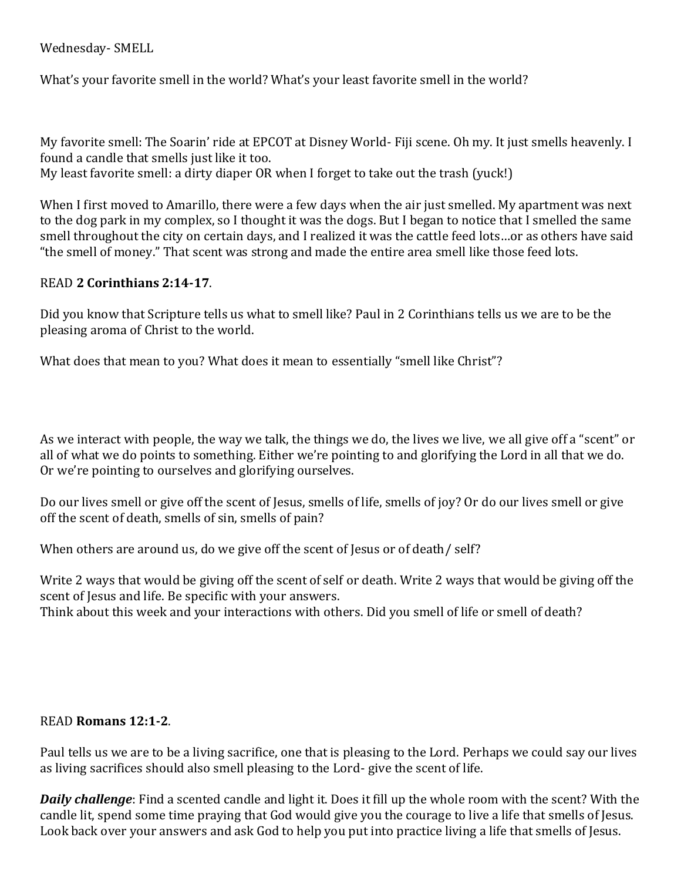Wednesday- SMELL

What's your favorite smell in the world? What's your least favorite smell in the world?

My favorite smell: The Soarin' ride at EPCOT at Disney World- Fiji scene. Oh my. It just smells heavenly. I found a candle that smells just like it too.
My least favorite smell: a dirty diaper OR when I forget to take out the trash (yuck!)

When I first moved to Amarillo, there were a few days when the air just smelled. My apartment was next to the dog park in my complex, so I thought it was the dogs. But I began to notice that I smelled the same smell throughout the city on certain days, and I realized it was the cattle feed lots…or as others have said "the smell of money." That scent was strong and made the entire area smell like those feed lots.

READ **2 Corinthians 2:14-17**.

Did you know that Scripture tells us what to smell like? Paul in 2 Corinthians tells us we are to be the pleasing aroma of Christ to the world.

What does that mean to you? What does it mean to essentially "smell like Christ"?

As we interact with people, the way we talk, the things we do, the lives we live, we all give off a "scent" or all of what we do points to something. Either we're pointing to and glorifying the Lord in all that we do. Or we're pointing to ourselves and glorifying ourselves.

Do our lives smell or give off the scent of Jesus, smells of life, smells of joy? Or do our lives smell or give off the scent of death, smells of sin, smells of pain?

When others are around us, do we give off the scent of Jesus or of death/ self?

Write 2 ways that would be giving off the scent of self or death. Write 2 ways that would be giving off the scent of Jesus and life. Be specific with your answers.
Think about this week and your interactions with others. Did you smell of life or smell of death?

READ **Romans 12:1-2**.

Paul tells us we are to be a living sacrifice, one that is pleasing to the Lord. Perhaps we could say our lives as living sacrifices should also smell pleasing to the Lord- give the scent of life.

***Daily challenge***: Find a scented candle and light it. Does it fill up the whole room with the scent? With the candle lit, spend some time praying that God would give you the courage to live a life that smells of Jesus. Look back over your answers and ask God to help you put into practice living a life that smells of Jesus.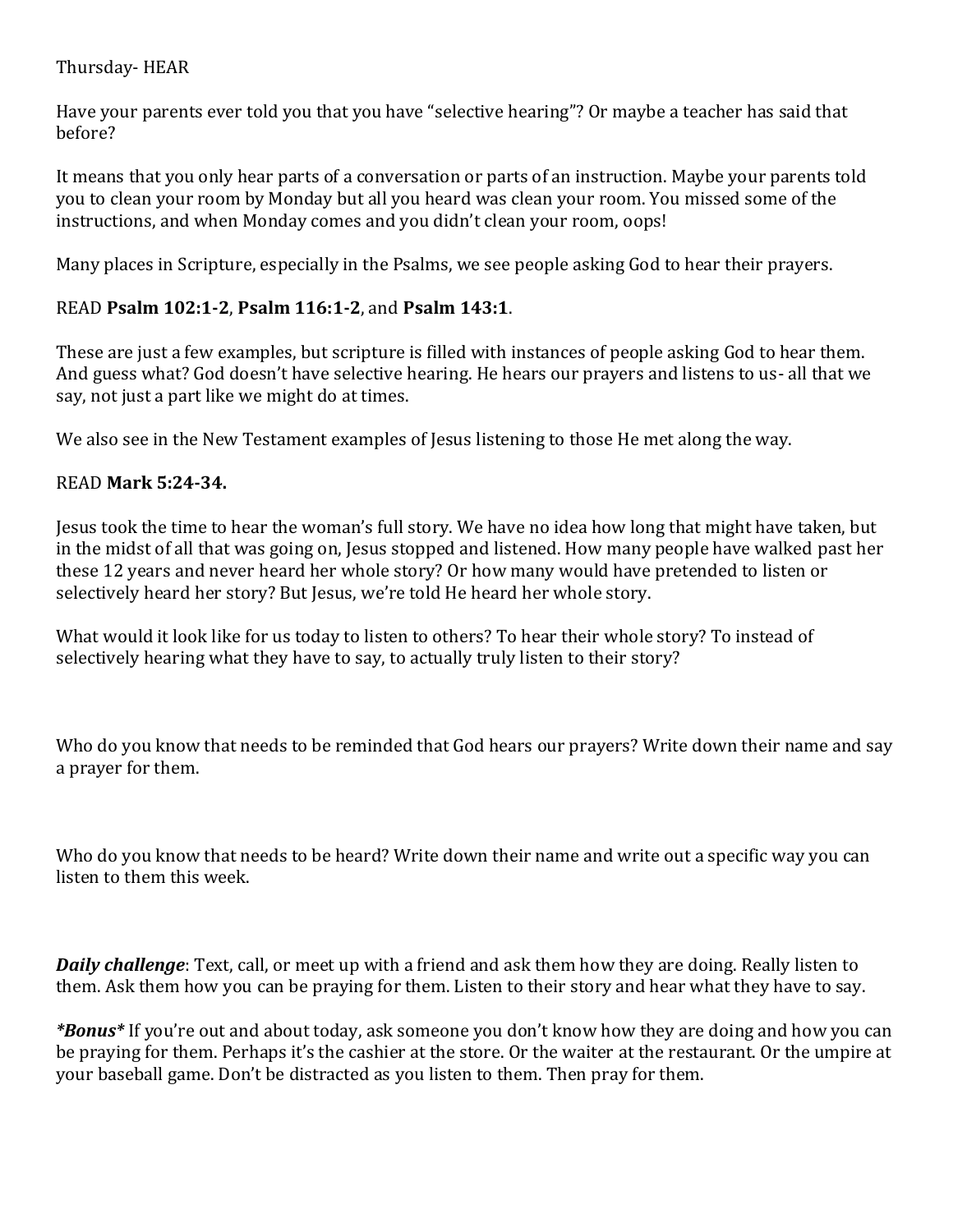Thursday- HEAR

Have your parents ever told you that you have "selective hearing"? Or maybe a teacher has said that before?

It means that you only hear parts of a conversation or parts of an instruction. Maybe your parents told you to clean your room by Monday but all you heard was clean your room. You missed some of the instructions, and when Monday comes and you didn't clean your room, oops!

Many places in Scripture, especially in the Psalms, we see people asking God to hear their prayers.

READ **Psalm 102:1-2**, **Psalm 116:1-2**, and **Psalm 143:1**.

These are just a few examples, but scripture is filled with instances of people asking God to hear them. And guess what? God doesn't have selective hearing. He hears our prayers and listens to us- all that we say, not just a part like we might do at times.

We also see in the New Testament examples of Jesus listening to those He met along the way.

READ **Mark 5:24-34.**

Jesus took the time to hear the woman's full story. We have no idea how long that might have taken, but in the midst of all that was going on, Jesus stopped and listened. How many people have walked past her these 12 years and never heard her whole story? Or how many would have pretended to listen or selectively heard her story? But Jesus, we're told He heard her whole story.

What would it look like for us today to listen to others? To hear their whole story? To instead of selectively hearing what they have to say, to actually truly listen to their story?

Who do you know that needs to be reminded that God hears our prayers? Write down their name and say a prayer for them.

Who do you know that needs to be heard? Write down their name and write out a specific way you can listen to them this week.

***Daily challenge***: Text, call, or meet up with a friend and ask them how they are doing. Really listen to them. Ask them how you can be praying for them. Listen to their story and hear what they have to say.

***Bonus**** If you're out and about today, ask someone you don't know how they are doing and how you can be praying for them. Perhaps it's the cashier at the store. Or the waiter at the restaurant. Or the umpire at your baseball game. Don't be distracted as you listen to them. Then pray for them.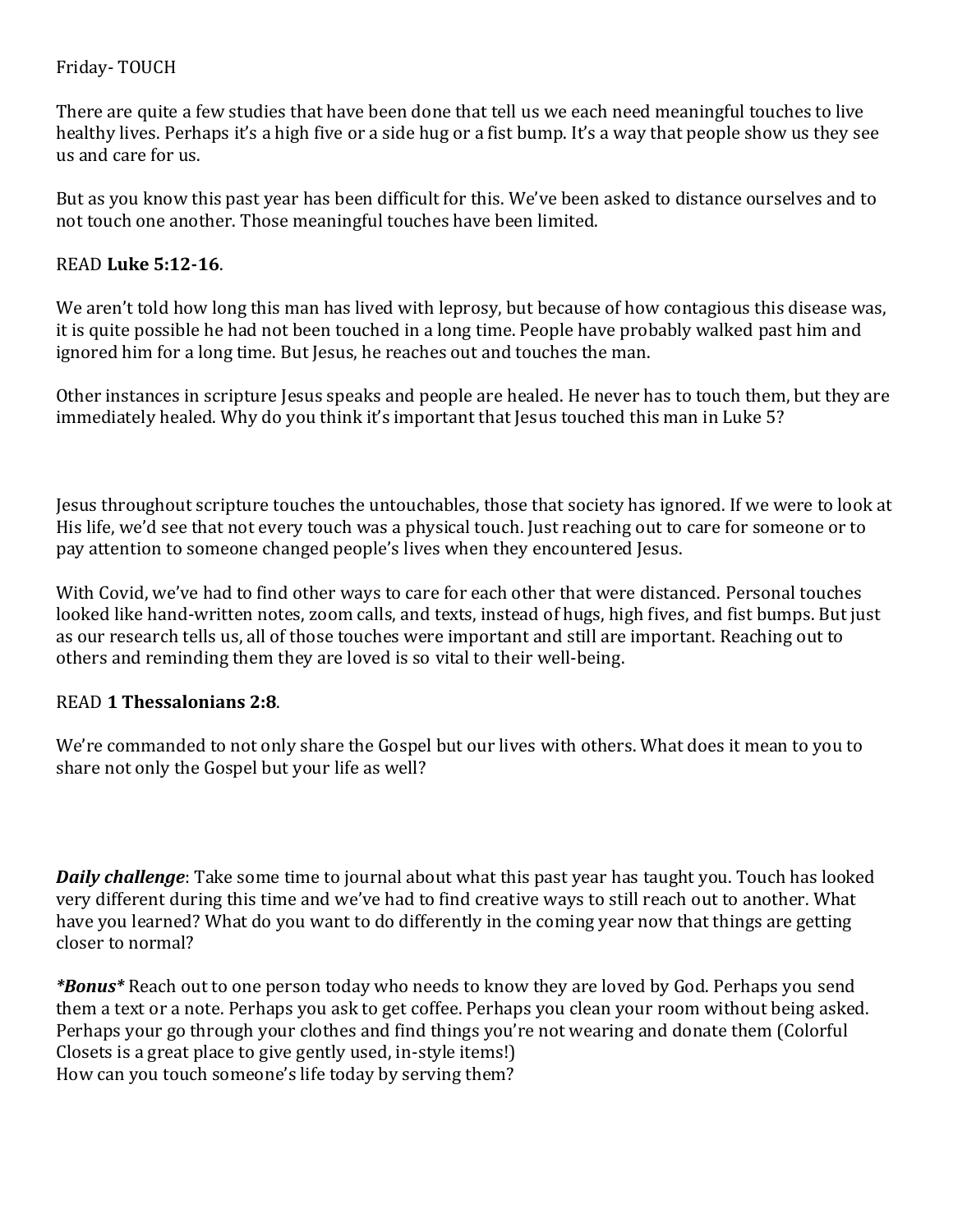Friday- TOUCH

There are quite a few studies that have been done that tell us we each need meaningful touches to live healthy lives. Perhaps it's a high five or a side hug or a fist bump. It's a way that people show us they see us and care for us.

But as you know this past year has been difficult for this. We've been asked to distance ourselves and to not touch one another. Those meaningful touches have been limited.

READ **Luke 5:12-16**.

We aren't told how long this man has lived with leprosy, but because of how contagious this disease was, it is quite possible he had not been touched in a long time. People have probably walked past him and ignored him for a long time. But Jesus, he reaches out and touches the man.

Other instances in scripture Jesus speaks and people are healed. He never has to touch them, but they are immediately healed. Why do you think it's important that Jesus touched this man in Luke 5?

Jesus throughout scripture touches the untouchables, those that society has ignored. If we were to look at His life, we'd see that not every touch was a physical touch. Just reaching out to care for someone or to pay attention to someone changed people's lives when they encountered Jesus.

With Covid, we've had to find other ways to care for each other that were distanced. Personal touches looked like hand-written notes, zoom calls, and texts, instead of hugs, high fives, and fist bumps. But just as our research tells us, all of those touches were important and still are important. Reaching out to others and reminding them they are loved is so vital to their well-being.

READ **1 Thessalonians 2:8**.

We're commanded to not only share the Gospel but our lives with others. What does it mean to you to share not only the Gospel but your life as well?

***Daily challenge***: Take some time to journal about what this past year has taught you. Touch has looked very different during this time and we've had to find creative ways to still reach out to another. What have you learned? What do you want to do differently in the coming year now that things are getting closer to normal?

***Bonus*** Reach out to one person today who needs to know they are loved by God. Perhaps you send them a text or a note. Perhaps you ask to get coffee. Perhaps you clean your room without being asked. Perhaps your go through your clothes and find things you're not wearing and donate them (Colorful Closets is a great place to give gently used, in-style items!)
How can you touch someone's life today by serving them?